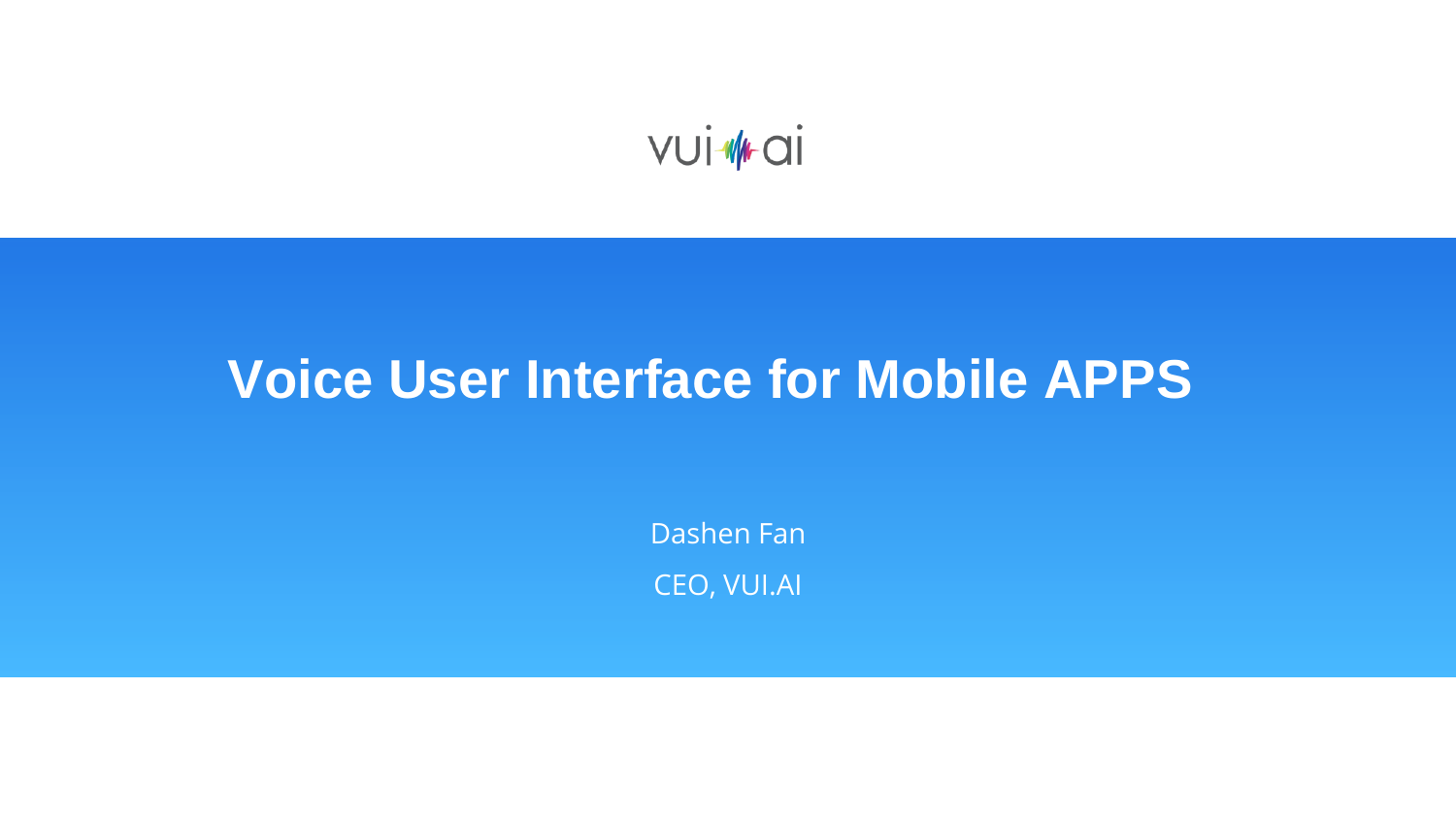vui ai

# Voice User Interface for Mobile APPS

Dashen Fan

CEO, VUI.AI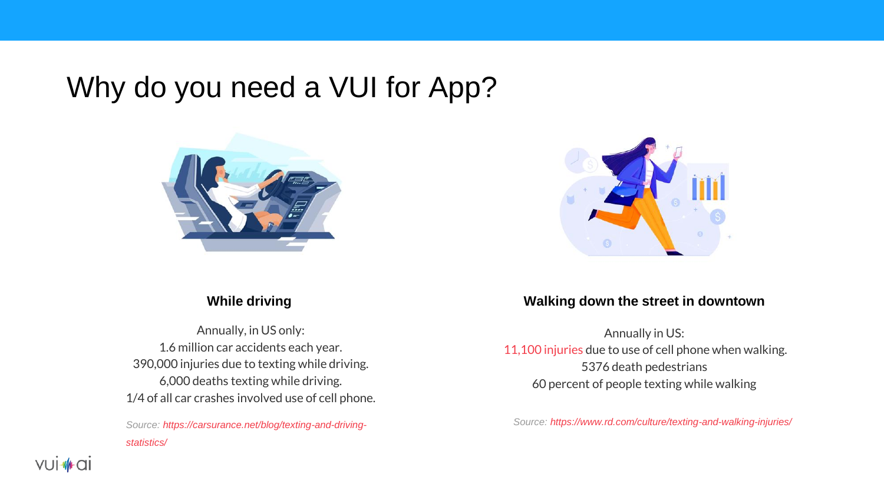# Why do you need a VUI for App?

### While driving

Annually, in US only:
1.6 million car accidents each year.
390,000 injuries due to texting while driving.
6,000 deaths texting while driving.
1/4 of all car crashes involved use of cell phone.

*Source: https://carsurance.net/blog/texting-and-driving-statistics/*

### Walking down the street in downtown

Annually in US:
11,100 injuries due to use of cell phone when walking.
5376 death pedestrians
60 percent of people texting while walking

*Source: https://www.rd.com/culture/texting-and-walking-injuries/*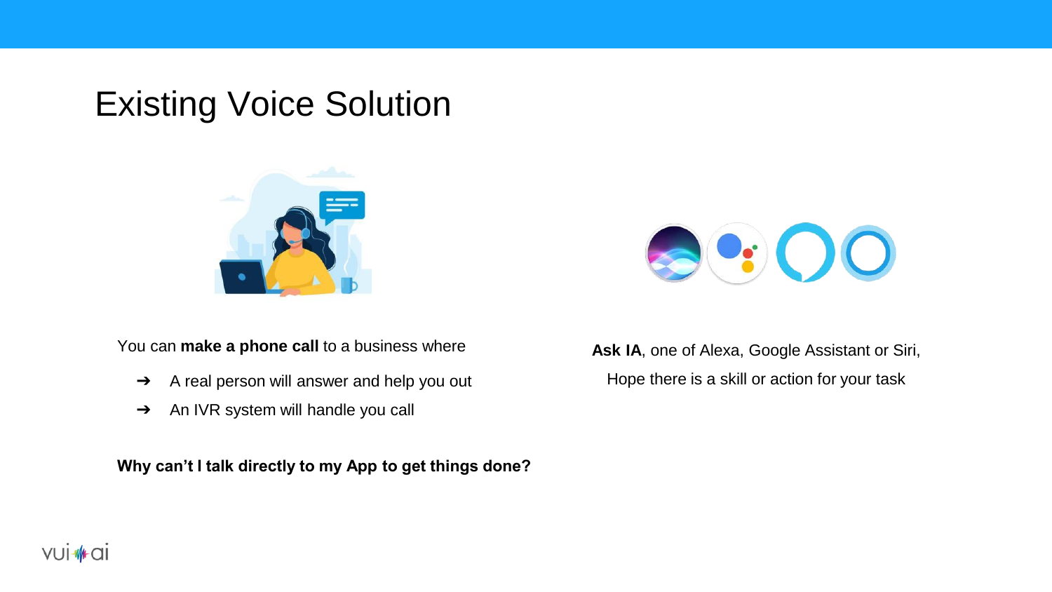# Existing Voice Solution

You can **make a phone call** to a business where

- A real person will answer and help you out
- An IVR system will handle you call

**Why can't I talk directly to my App to get things done?**

**Ask IA**, one of Alexa, Google Assistant or Siri,

Hope there is a skill or action for your task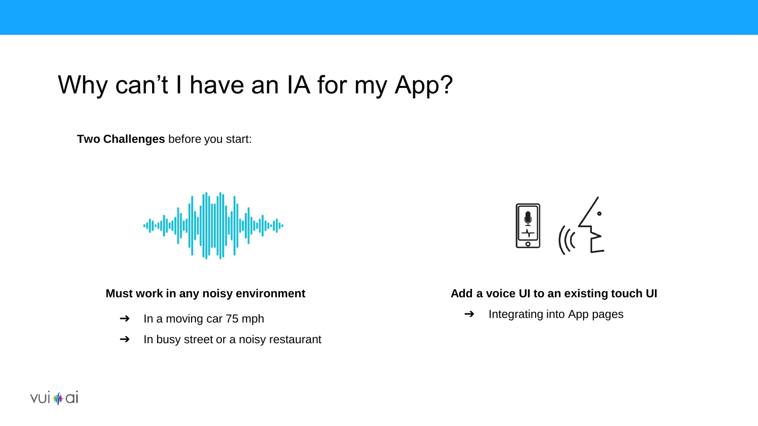# Why can’t I have an IA for my App?

**Two Challenges** before you start:

**Must work in any noisy environment**

- ➔ In a moving car 75 mph
- ➔ In busy street or a noisy restaurant

**Add a voice UI to an existing touch UI**

- ➔ Integrating into App pages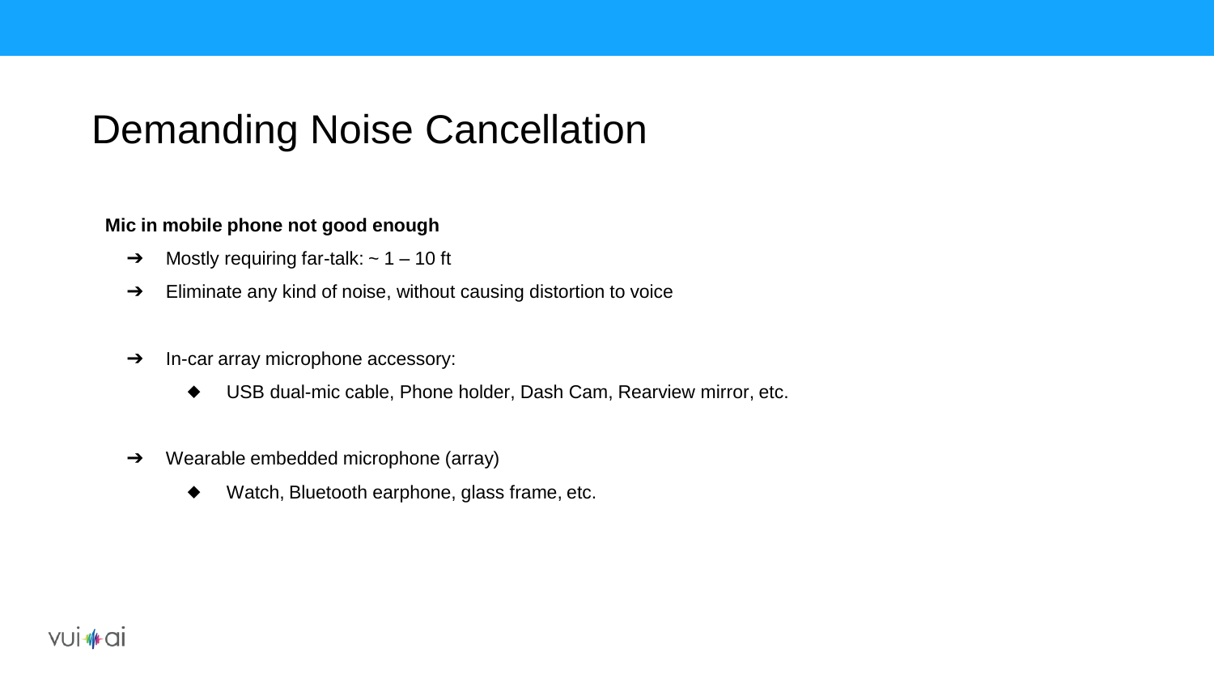# Demanding Noise Cancellation

**Mic in mobile phone not good enough**

- Mostly requiring far-talk: ~ 1 – 10 ft
- Eliminate any kind of noise, without causing distortion to voice

- In-car array microphone accessory:
  - USB dual-mic cable, Phone holder, Dash Cam, Rearview mirror, etc.

- Wearable embedded microphone (array)
  - Watch, Bluetooth earphone, glass frame, etc.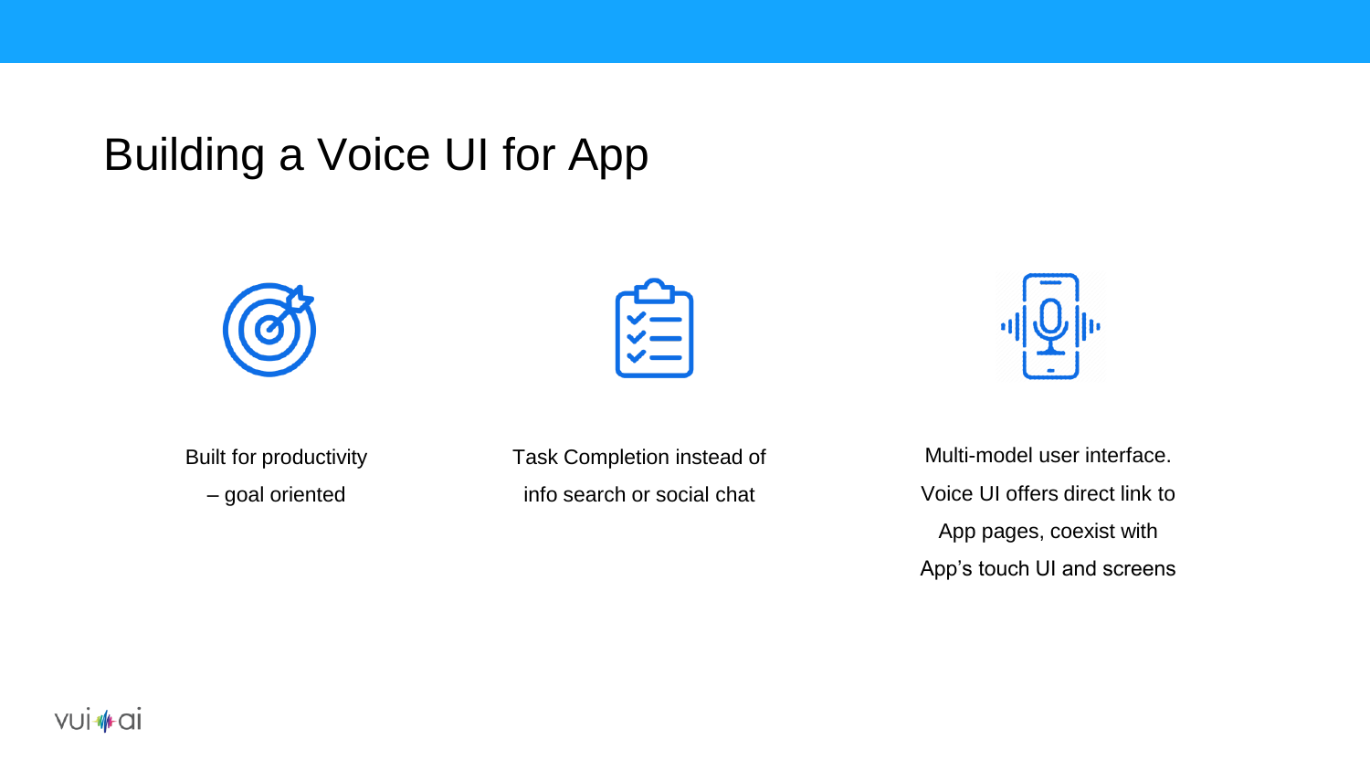# Building a Voice UI for App

Built for productivity – goal oriented

Task Completion instead of info search or social chat

Multi-model user interface. Voice UI offers direct link to App pages, coexist with App's touch UI and screens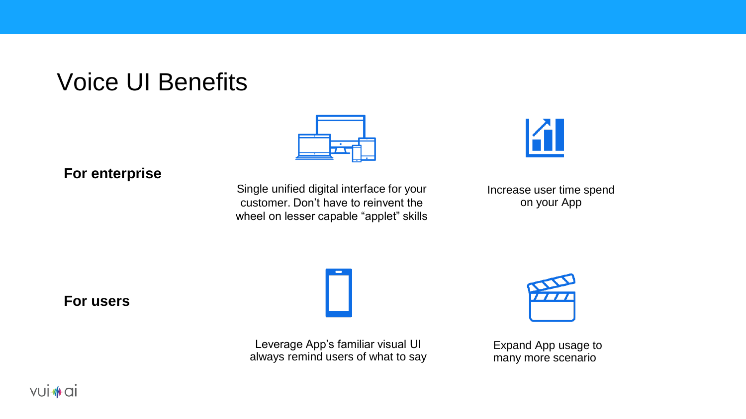# Voice UI Benefits

**For enterprise**

Single unified digital interface for your customer. Don't have to reinvent the wheel on lesser capable "applet" skills

Increase user time spend on your App

**For users**

Leverage App's familiar visual UI always remind users of what to say

Expand App usage to many more scenario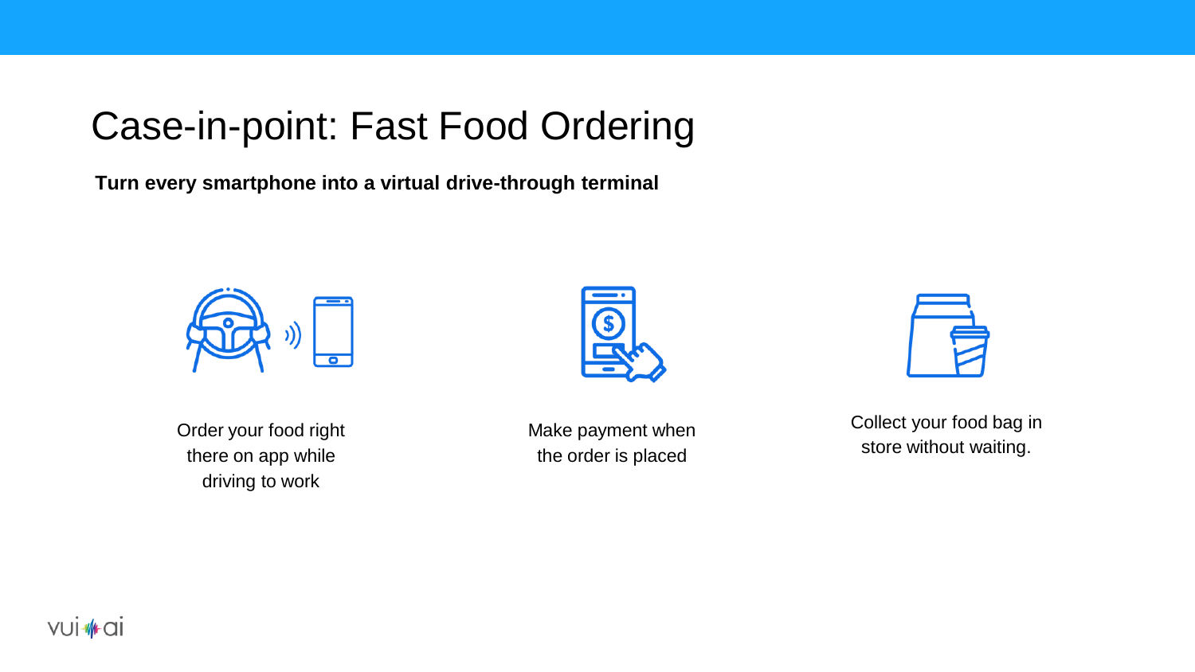# Case-in-point: Fast Food Ordering

**Turn every smartphone into a virtual drive-through terminal**

Order your food right there on app while driving to work

Make payment when the order is placed

Collect your food bag in store without waiting.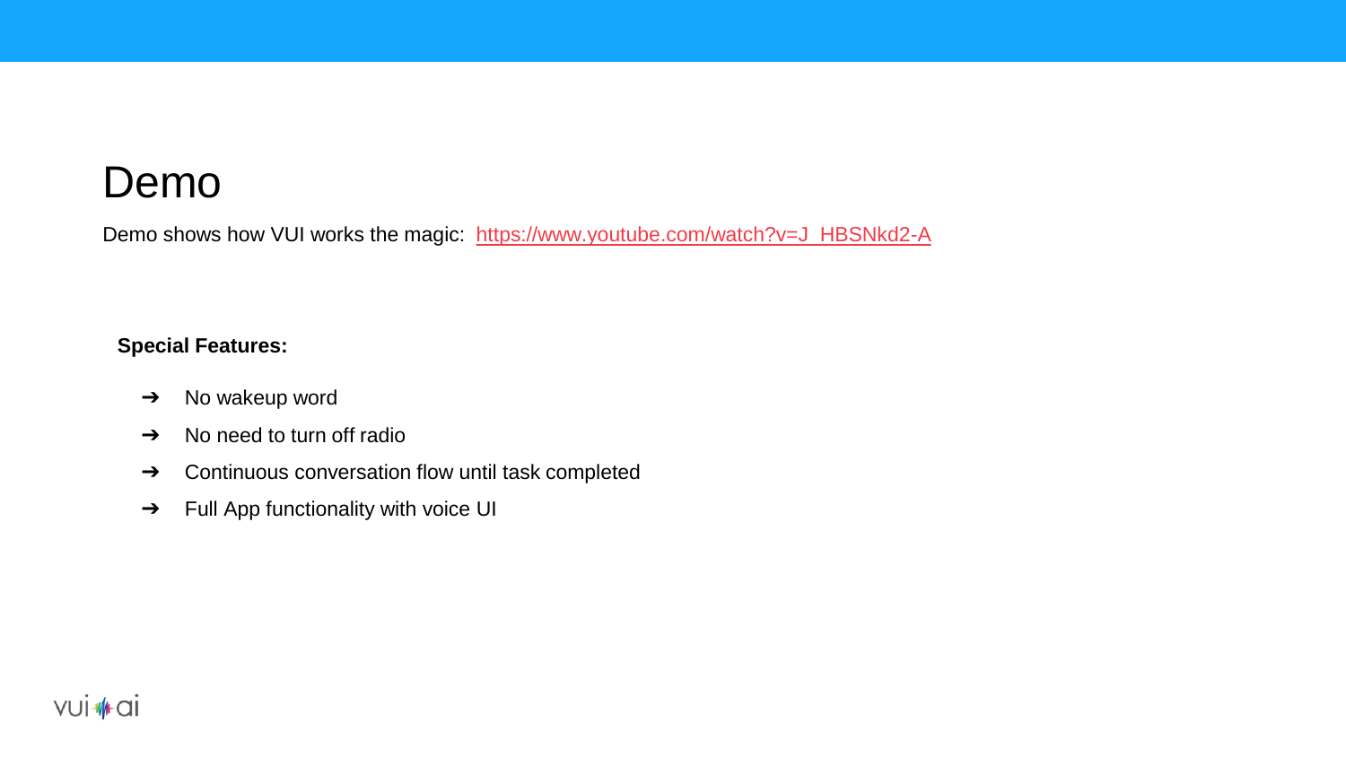# Demo

Demo shows how VUI works the magic: https://www.youtube.com/watch?v=J_HBSNkd2-A

**Special Features:**

- ➔ No wakeup word
- ➔ No need to turn off radio
- ➔ Continuous conversation flow until task completed
- ➔ Full App functionality with voice UI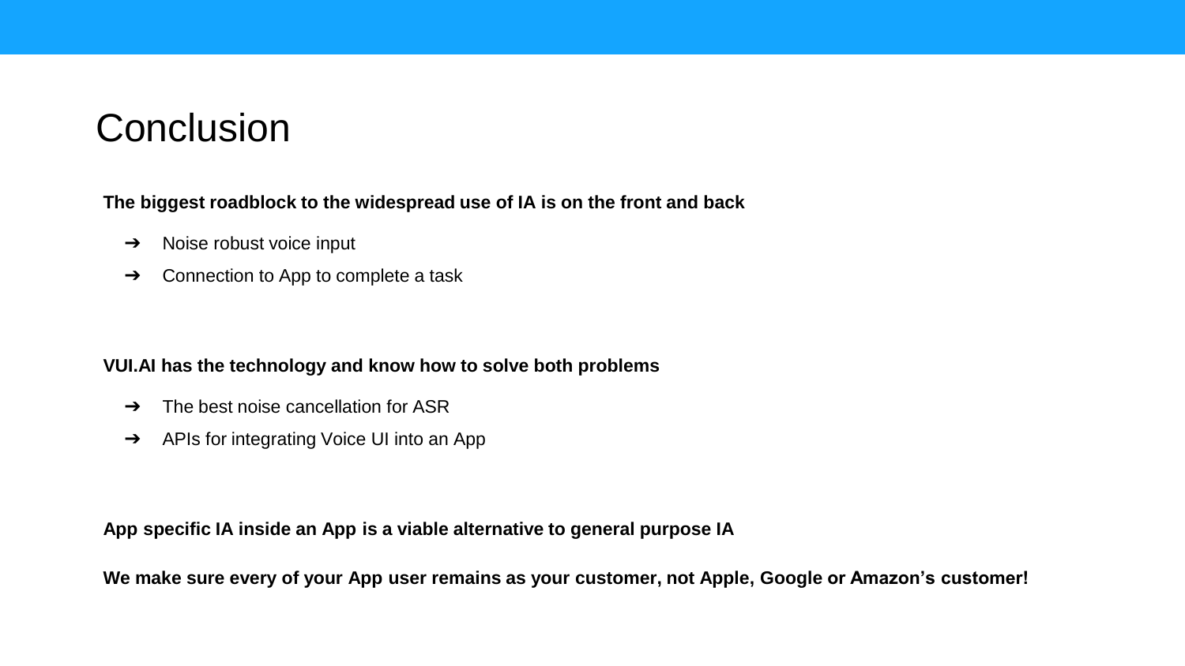# Conclusion

**The biggest roadblock to the widespread use of IA is on the front and back**

- ➔ Noise robust voice input
- ➔ Connection to App to complete a task

**VUI.AI has the technology and know how to solve both problems**

- ➔ The best noise cancellation for ASR
- ➔ APIs for integrating Voice UI into an App

**App specific IA inside an App is a viable alternative to general purpose IA**

**We make sure every of your App user remains as your customer, not Apple, Google or Amazon's customer!**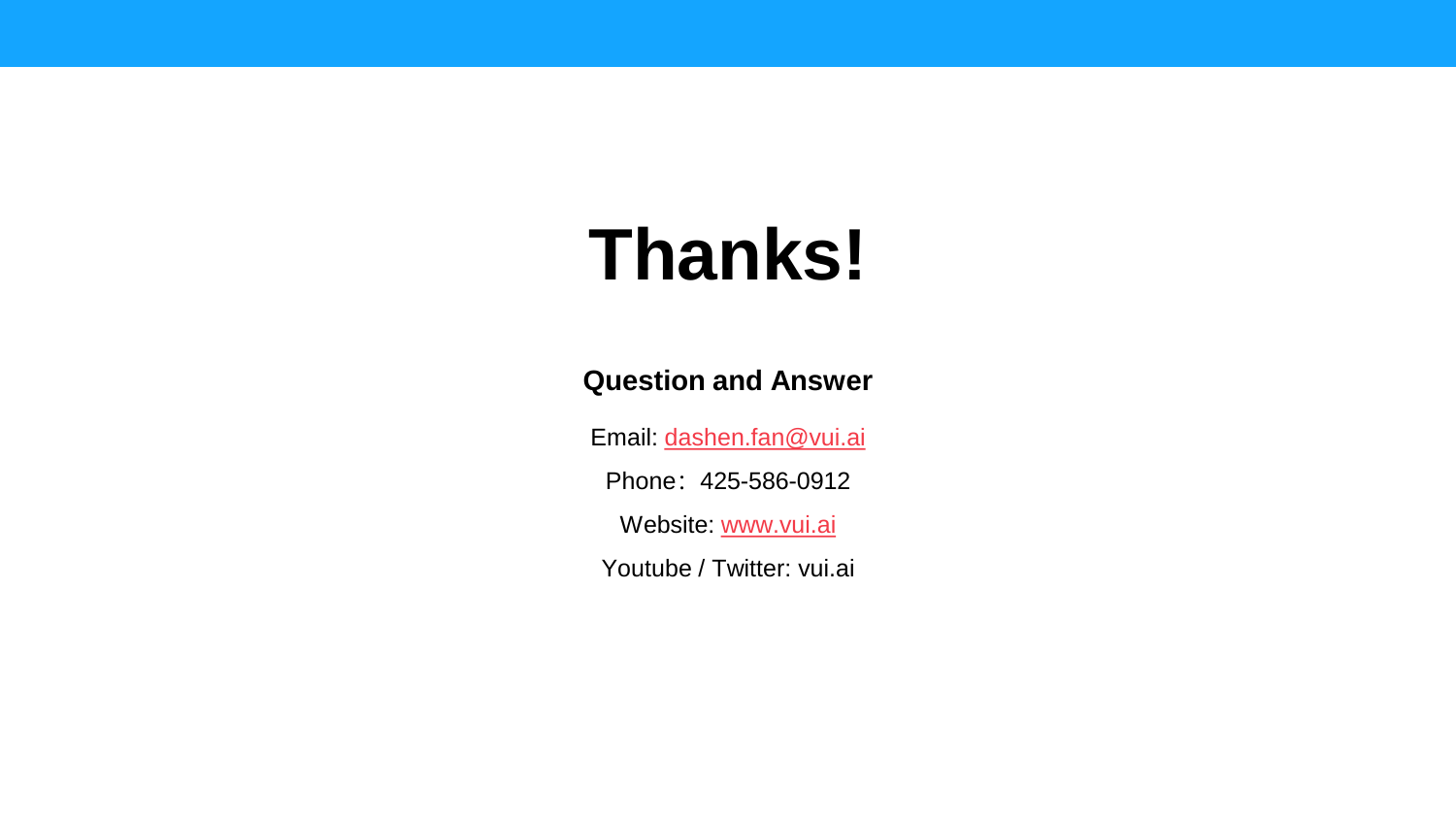# Thanks!

**Question and Answer**

Email: dashen.fan@vui.ai

Phone：425-586-0912

Website: www.vui.ai

Youtube / Twitter: vui.ai